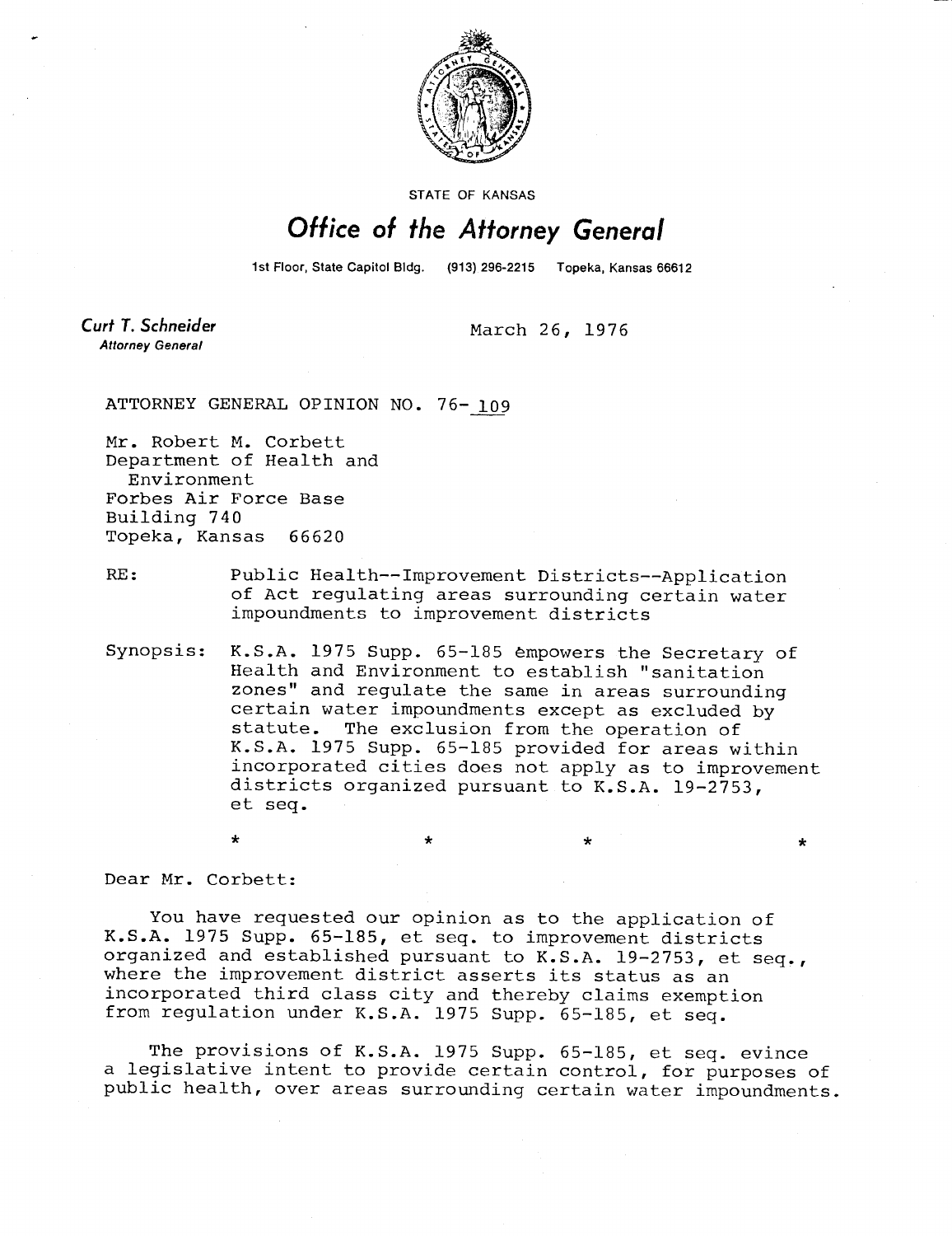STATE OF KANSAS

# Office of the Attorney General

1st Floor, State Capitol Bldg. (913) 296-2215 Topeka, Kansas 66612

**Curt T. Schneider**
*Attorney General*

March 26, 1976

ATTORNEY GENERAL OPINION NO. 76-109

Mr. Robert M. Corbett
Department of Health and
Environment
Forbes Air Force Base
Building 740
Topeka, Kansas 66620

RE: Public Health--Improvement Districts--Application of Act regulating areas surrounding certain water impoundments to improvement districts

Synopsis: K.S.A. 1975 Supp. 65-185 empowers the Secretary of Health and Environment to establish "sanitation zones" and regulate the same in areas surrounding certain water impoundments except as excluded by statute. The exclusion from the operation of K.S.A. 1975 Supp. 65-185 provided for areas within incorporated cities does not apply as to improvement districts organized pursuant to K.S.A. 19-2753, et seq.

\* \* \* \*

Dear Mr. Corbett:

You have requested our opinion as to the application of K.S.A. 1975 Supp. 65-185, et seq. to improvement districts organized and established pursuant to K.S.A. 19-2753, et seq., where the improvement district asserts its status as an incorporated third class city and thereby claims exemption from regulation under K.S.A. 1975 Supp. 65-185, et seq.

The provisions of K.S.A. 1975 Supp. 65-185, et seq. evince a legislative intent to provide certain control, for purposes of public health, over areas surrounding certain water impoundments.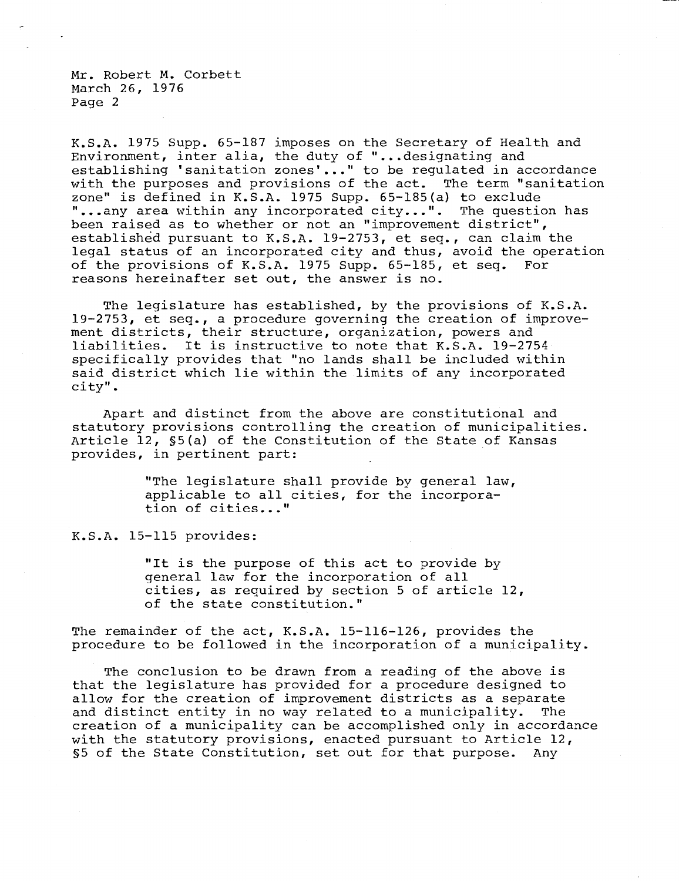K.S.A. 1975 Supp. 65-187 imposes on the Secretary of Health and Environment, inter alia, the duty of "...designating and establishing 'sanitation zones'..." to be regulated in accordance with the purposes and provisions of the act. The term "sanitation zone" is defined in K.S.A. 1975 Supp. 65-185(a) to exclude "...any area within any incorporated city...". The question has been raised as to whether or not an "improvement district", established pursuant to K.S.A. 19-2753, et seq., can claim the legal status of an incorporated city and thus, avoid the operation of the provisions of K.S.A. 1975 Supp. 65-185, et seq. For reasons hereinafter set out, the answer is no.

The legislature has established, by the provisions of K.S.A. 19-2753, et seq., a procedure governing the creation of improvement districts, their structure, organization, powers and liabilities. It is instructive to note that K.S.A. 19-2754 specifically provides that "no lands shall be included within said district which lie within the limits of any incorporated city".

Apart and distinct from the above are constitutional and statutory provisions controlling the creation of municipalities. Article 12, §5(a) of the Constitution of the State of Kansas provides, in pertinent part:

> "The legislature shall provide by general law, applicable to all cities, for the incorporation of cities..."

K.S.A. 15-115 provides:

> "It is the purpose of this act to provide by general law for the incorporation of all cities, as required by section 5 of article 12, of the state constitution."

The remainder of the act, K.S.A. 15-116-126, provides the procedure to be followed in the incorporation of a municipality.

The conclusion to be drawn from a reading of the above is that the legislature has provided for a procedure designed to allow for the creation of improvement districts as a separate and distinct entity in no way related to a municipality. The creation of a municipality can be accomplished only in accordance with the statutory provisions, enacted pursuant to Article 12, §5 of the State Constitution, set out for that purpose. Any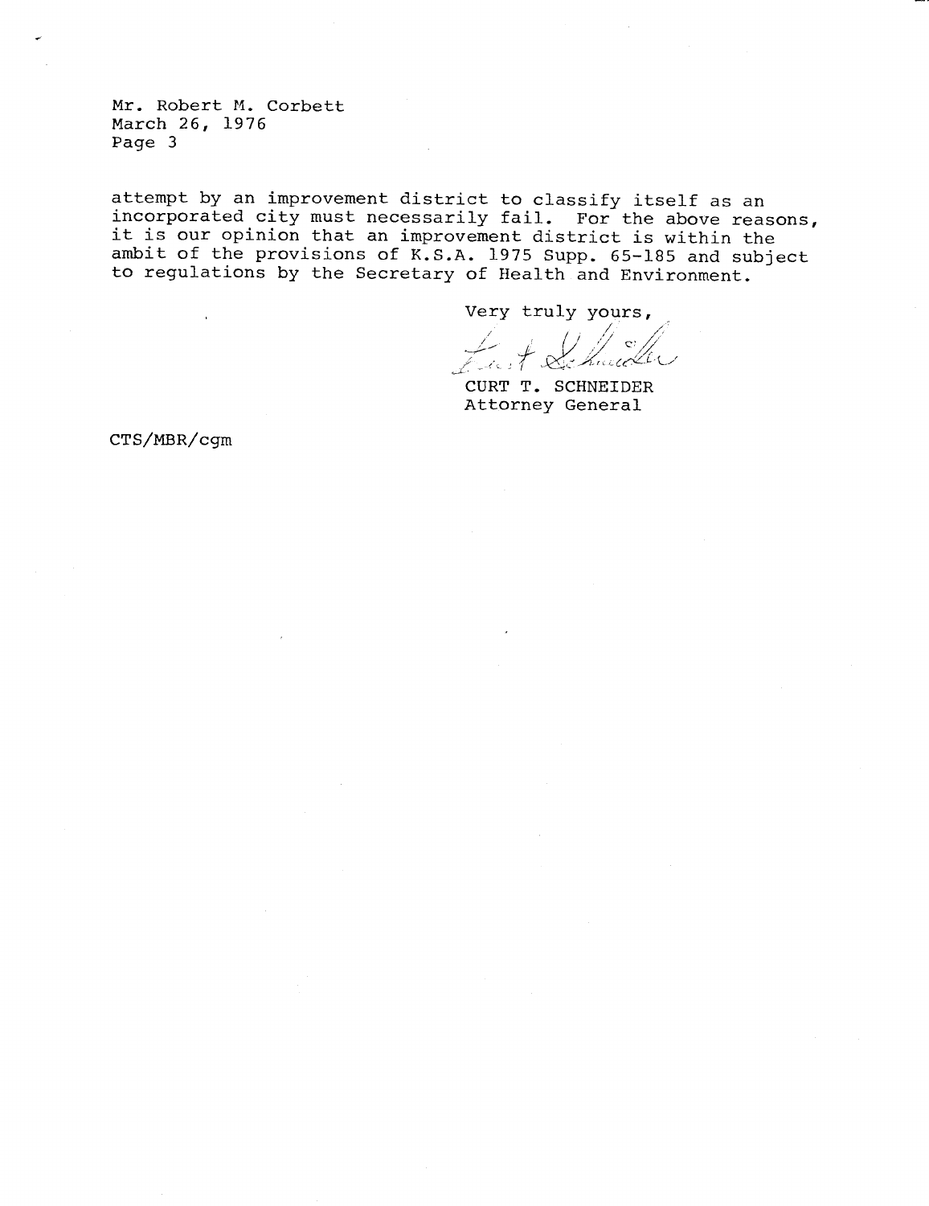Mr. Robert M. Corbett
March 26, 1976
Page 3

attempt by an improvement district to classify itself as an incorporated city must necessarily fail. For the above reasons, it is our opinion that an improvement district is within the ambit of the provisions of K.S.A. 1975 Supp. 65-185 and subject to regulations by the Secretary of Health and Environment.

Very truly yours,

CURT T. SCHNEIDER
Attorney General

CTS/MBR/cgm